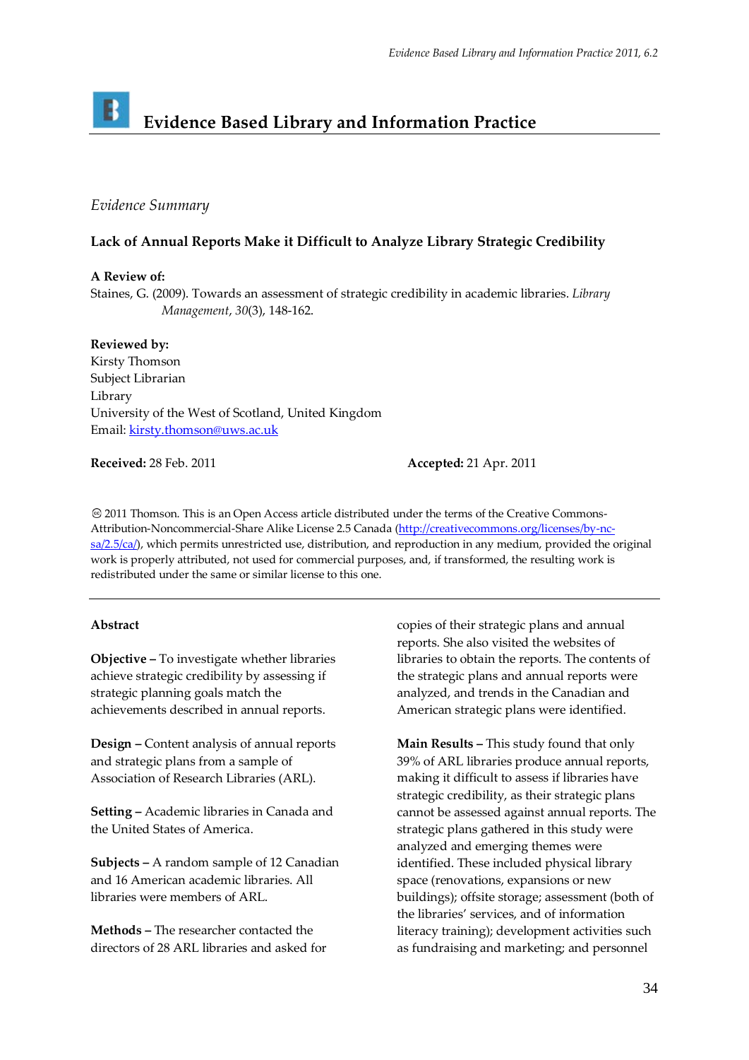# Evidence Based Library and Information Practice

*Evidence Summary*

## Lack of Annual Reports Make it Difficult to Analyze Library Strategic Credibility

**A Review of:**
Staines, G. (2009). Towards an assessment of strategic credibility in academic libraries. *Library Management*, *30*(3), 148-162.

**Reviewed by:**
Kirsty Thomson
Subject Librarian
Library
University of the West of Scotland, United Kingdom
Email: [kirsty.thomson@uws.ac.uk](mailto:kirsty.thomson@uws.ac.uk)

**Received:** 28 Feb. 2011 **Accepted:** 21 Apr. 2011

© 2011 Thomson. This is an Open Access article distributed under the terms of the Creative Commons-Attribution-Noncommercial-Share Alike License 2.5 Canada (http://creativecommons.org/licenses/by-nc-sa/2.5/ca/), which permits unrestricted use, distribution, and reproduction in any medium, provided the original work is properly attributed, not used for commercial purposes, and, if transformed, the resulting work is redistributed under the same or similar license to this one.

---

**Abstract**

**Objective –** To investigate whether libraries achieve strategic credibility by assessing if strategic planning goals match the achievements described in annual reports.

**Design –** Content analysis of annual reports and strategic plans from a sample of Association of Research Libraries (ARL).

**Setting –** Academic libraries in Canada and the United States of America.

**Subjects –** A random sample of 12 Canadian and 16 American academic libraries. All libraries were members of ARL.

**Methods –** The researcher contacted the directors of 28 ARL libraries and asked for copies of their strategic plans and annual reports. She also visited the websites of libraries to obtain the reports. The contents of the strategic plans and annual reports were analyzed, and trends in the Canadian and American strategic plans were identified.

**Main Results –** This study found that only 39% of ARL libraries produce annual reports, making it difficult to assess if libraries have strategic credibility, as their strategic plans cannot be assessed against annual reports. The strategic plans gathered in this study were analyzed and emerging themes were identified. These included physical library space (renovations, expansions or new buildings); offsite storage; assessment (both of the libraries' services, and of information literacy training); development activities such as fundraising and marketing; and personnel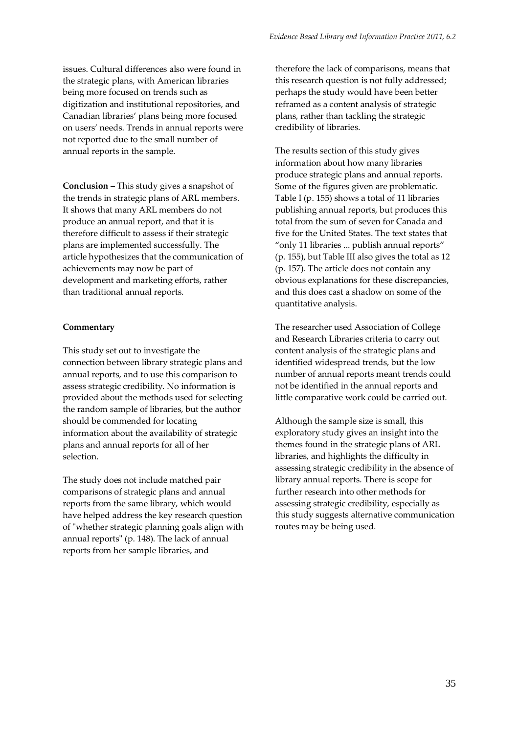issues. Cultural differences also were found in the strategic plans, with American libraries being more focused on trends such as digitization and institutional repositories, and Canadian libraries' plans being more focused on users' needs. Trends in annual reports were not reported due to the small number of annual reports in the sample.

**Conclusion –** This study gives a snapshot of the trends in strategic plans of ARL members. It shows that many ARL members do not produce an annual report, and that it is therefore difficult to assess if their strategic plans are implemented successfully. The article hypothesizes that the communication of achievements may now be part of development and marketing efforts, rather than traditional annual reports.

**Commentary**

This study set out to investigate the connection between library strategic plans and annual reports, and to use this comparison to assess strategic credibility. No information is provided about the methods used for selecting the random sample of libraries, but the author should be commended for locating information about the availability of strategic plans and annual reports for all of her selection.

The study does not include matched pair comparisons of strategic plans and annual reports from the same library, which would have helped address the key research question of "whether strategic planning goals align with annual reports" (p. 148). The lack of annual reports from her sample libraries, and therefore the lack of comparisons, means that this research question is not fully addressed; perhaps the study would have been better reframed as a content analysis of strategic plans, rather than tackling the strategic credibility of libraries.

The results section of this study gives information about how many libraries produce strategic plans and annual reports. Some of the figures given are problematic. Table I (p. 155) shows a total of 11 libraries publishing annual reports, but produces this total from the sum of seven for Canada and five for the United States. The text states that "only 11 libraries ... publish annual reports" (p. 155), but Table III also gives the total as 12 (p. 157). The article does not contain any obvious explanations for these discrepancies, and this does cast a shadow on some of the quantitative analysis.

The researcher used Association of College and Research Libraries criteria to carry out content analysis of the strategic plans and identified widespread trends, but the low number of annual reports meant trends could not be identified in the annual reports and little comparative work could be carried out.

Although the sample size is small, this exploratory study gives an insight into the themes found in the strategic plans of ARL libraries, and highlights the difficulty in assessing strategic credibility in the absence of library annual reports. There is scope for further research into other methods for assessing strategic credibility, especially as this study suggests alternative communication routes may be being used.